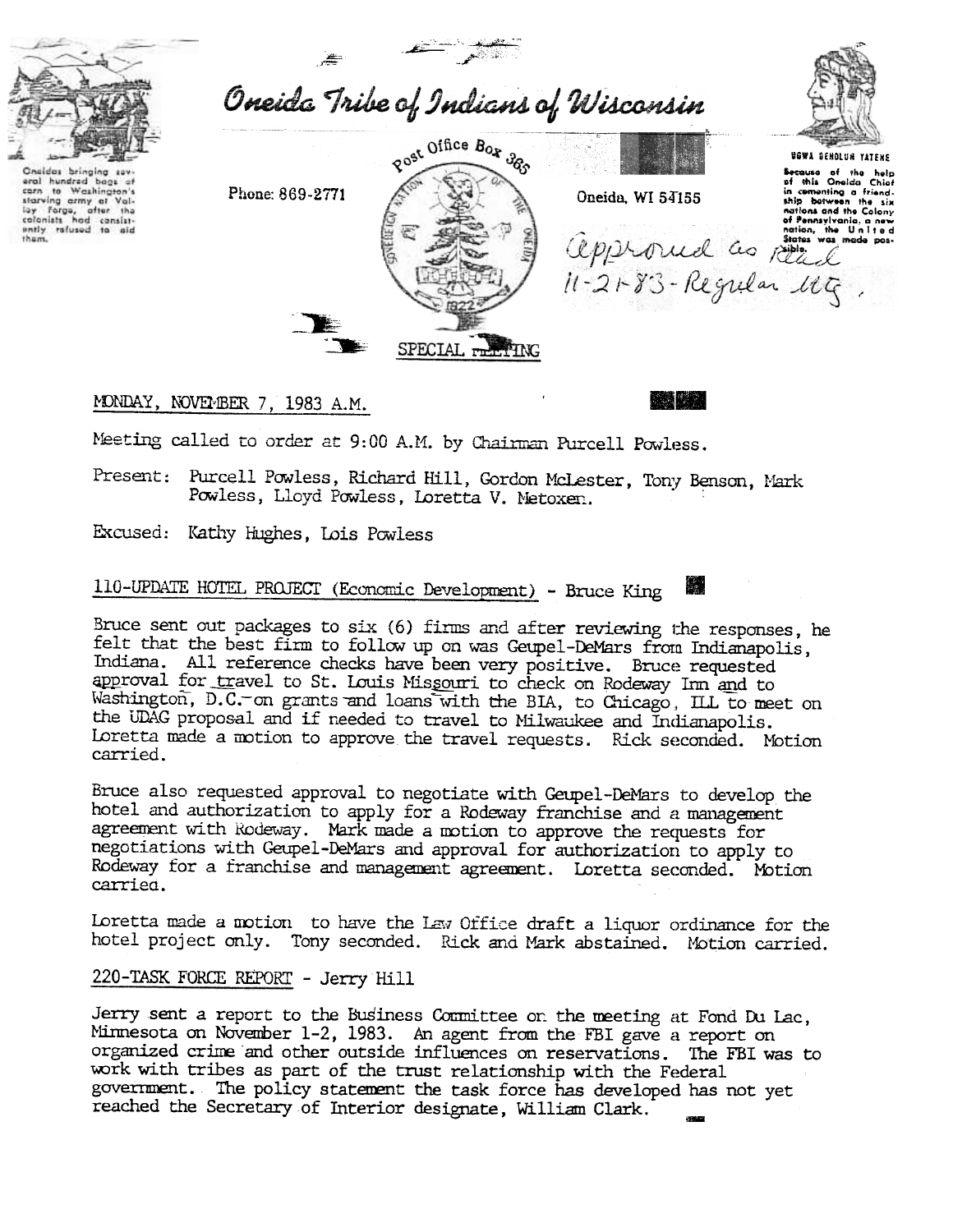Oneidas bringing several hundred bags of corn to Washington's starving army at Valley Forge, after the colonists had consistently refused to aid them.

# Oneida Tribe of Indians of Wisconsin

Post Office Box 365

Phone: 869-2771

Oneida, WI 54155

UGWA DEHOLUH YATEHE

Because of the help of this Oneida Chief in cementing a friendship between the six nations and the Colony of Pennsylvania, a new nation, the United States was made possible.

Approved as Read 11-21-83 - Regular Mtg.

SPECIAL MEETING

MONDAY, NOVEMBER 7, 1983 A.M.

Meeting called to order at 9:00 A.M. by Chairman Purcell Powless.

Present: Purcell Powless, Richard Hill, Gordon McLester, Tony Benson, Mark Powless, Lloyd Powless, Loretta V. Metoxen.

Excused: Kathy Hughes, Lois Powless

## 110-UPDATE HOTEL PROJECT (Economic Development) - Bruce King

Bruce sent out packages to six (6) firms and after reviewing the responses, he felt that the best firm to follow up on was Geupel-DeMars from Indianapolis, Indiana. All reference checks have been very positive. Bruce requested approval for travel to St. Louis Missouri to check on Rodeway Inn and to Washington, D.C. on grants and loans with the BIA, to Chicago, ILL to meet on the UDAG proposal and if needed to travel to Milwaukee and Indianapolis. Loretta made a motion to approve the travel requests. Rick seconded. Motion carried.

Bruce also requested approval to negotiate with Geupel-DeMars to develop the hotel and authorization to apply for a Rodeway franchise and a management agreement with Rodeway. Mark made a motion to approve the requests for negotiations with Geupel-DeMars and approval for authorization to apply to Rodeway for a franchise and management agreement. Loretta seconded. Motion carried.

Loretta made a motion to have the Law Office draft a liquor ordinance for the hotel project only. Tony seconded. Rick and Mark abstained. Motion carried.

## 220-TASK FORCE REPORT - Jerry Hill

Jerry sent a report to the Business Committee on the meeting at Fond Du Lac, Minnesota on November 1-2, 1983. An agent from the FBI gave a report on organized crime and other outside influences on reservations. The FBI was to work with tribes as part of the trust relationship with the Federal government. The policy statement the task force has developed has not yet reached the Secretary of Interior designate, William Clark.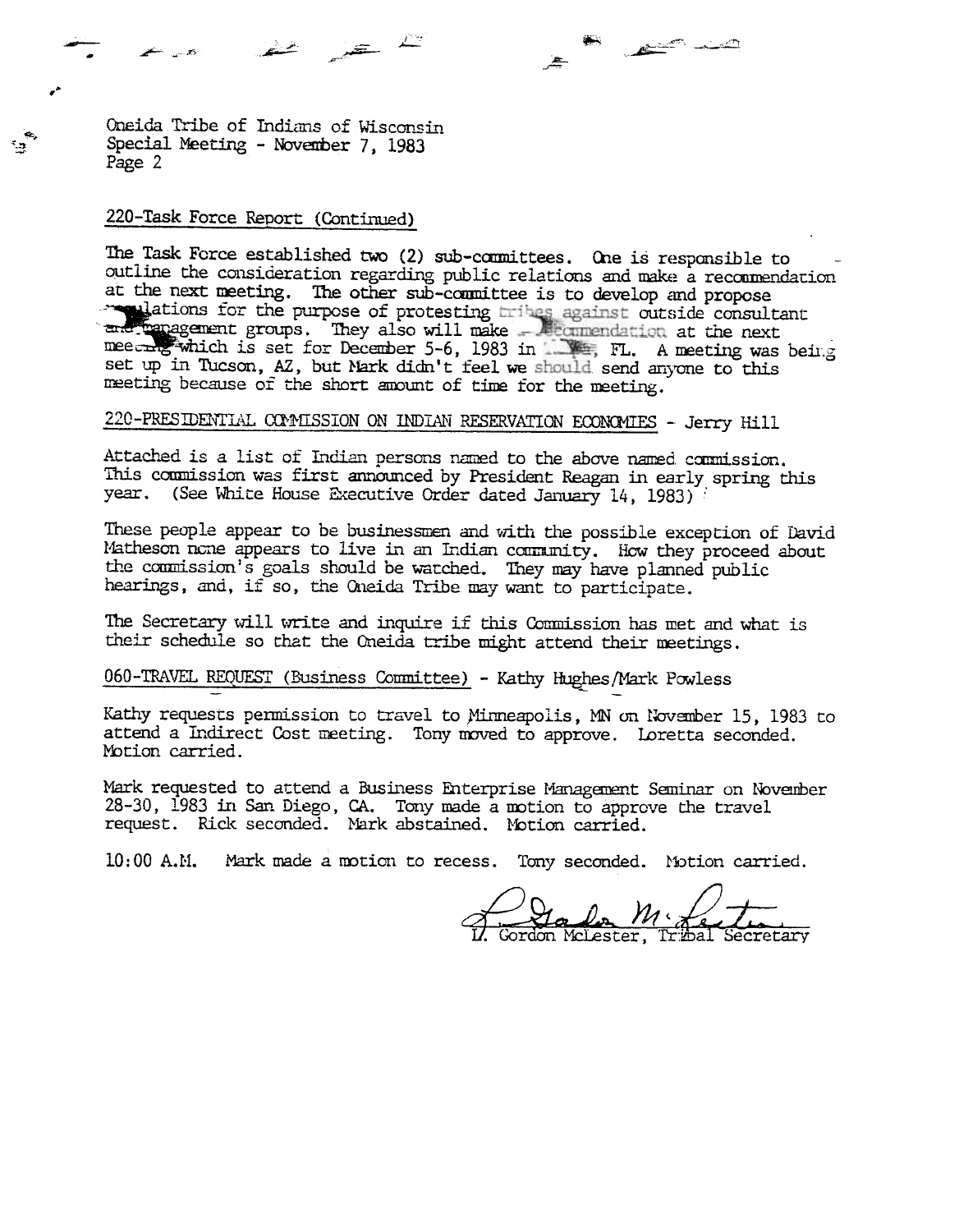Oneida Tribe of Indians of Wisconsin
Special Meeting - November 7, 1983
Page 2

220-Task Force Report (Continued)

The Task Force established two (2) sub-committees. One is responsible to outline the consideration regarding public relations and make a recommendation at the next meeting. The other sub-committee is to develop and propose regulations for the purpose of protesting tribes against outside consultant and management groups. They also will make a recommendation at the next meeting which is set for December 5-6, 1983 in ______, FL. A meeting was being set up in Tucson, AZ, but Mark didn't feel we should send anyone to this meeting because of the short amount of time for the meeting.

220-PRESIDENTIAL COMMISSION ON INDIAN RESERVATION ECONOMIES - Jerry Hill

Attached is a list of Indian persons named to the above named commission. This commission was first announced by President Reagan in early spring this year. (See White House Executive Order dated January 14, 1983)

These people appear to be businessmen and with the possible exception of David Matheson none appears to live in an Indian community. How they proceed about the commission's goals should be watched. They may have planned public hearings, and, if so, the Oneida Tribe may want to participate.

The Secretary will write and inquire if this Commission has met and what is their schedule so that the Oneida tribe might attend their meetings.

060-TRAVEL REQUEST (Business Committee) - Kathy Hughes/Mark Powless

Kathy requests permission to travel to Minneapolis, MN on November 15, 1983 to attend a Indirect Cost meeting. Tony moved to approve. Loretta seconded. Motion carried.

Mark requested to attend a Business Enterprise Management Seminar on November 28-30, 1983 in San Diego, CA. Tony made a motion to approve the travel request. Rick seconded. Mark abstained. Motion carried.

10:00 A.M. Mark made a motion to recess. Tony seconded. Motion carried.

L. Gordon McLester, Tribal Secretary